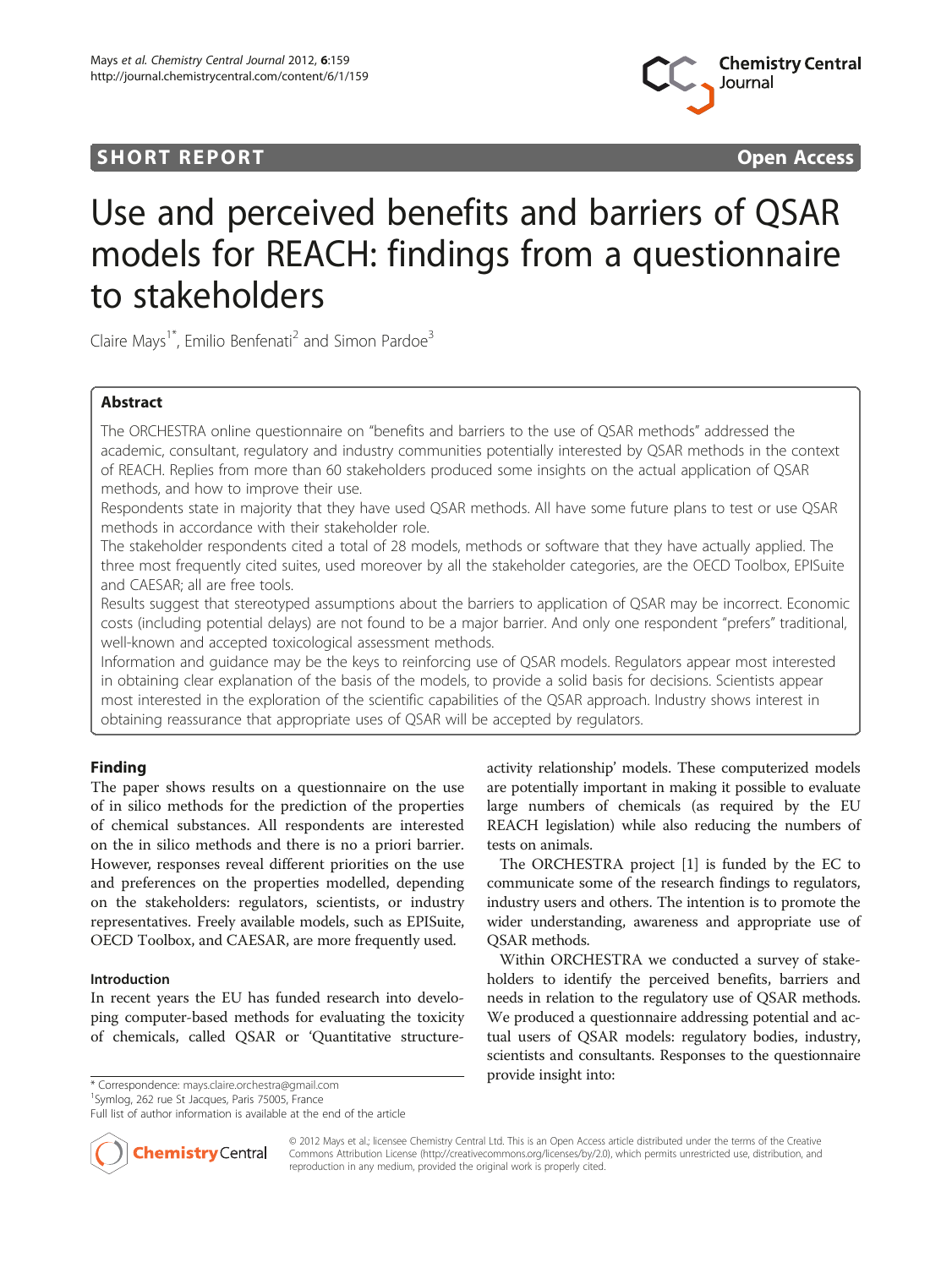SHORT REPORT

Open Access

# Use and perceived benefits and barriers of QSAR models for REACH: findings from a questionnaire to stakeholders

Claire Mays[1*], Emilio Benfenati[2] and Simon Pardoe[3]

## Abstract

The ORCHESTRA online questionnaire on "benefits and barriers to the use of QSAR methods" addressed the academic, consultant, regulatory and industry communities potentially interested by QSAR methods in the context of REACH. Replies from more than 60 stakeholders produced some insights on the actual application of QSAR methods, and how to improve their use.

Respondents state in majority that they have used QSAR methods. All have some future plans to test or use QSAR methods in accordance with their stakeholder role.

The stakeholder respondents cited a total of 28 models, methods or software that they have actually applied. The three most frequently cited suites, used moreover by all the stakeholder categories, are the OECD Toolbox, EPISuite and CAESAR; all are free tools.

Results suggest that stereotyped assumptions about the barriers to application of QSAR may be incorrect. Economic costs (including potential delays) are not found to be a major barrier. And only one respondent "prefers" traditional, well-known and accepted toxicological assessment methods.

Information and guidance may be the keys to reinforcing use of QSAR models. Regulators appear most interested in obtaining clear explanation of the basis of the models, to provide a solid basis for decisions. Scientists appear most interested in the exploration of the scientific capabilities of the QSAR approach. Industry shows interest in obtaining reassurance that appropriate uses of QSAR will be accepted by regulators.

## Finding

The paper shows results on a questionnaire on the use of in silico methods for the prediction of the properties of chemical substances. All respondents are interested on the in silico methods and there is no a priori barrier. However, responses reveal different priorities on the use and preferences on the properties modelled, depending on the stakeholders: regulators, scientists, or industry representatives. Freely available models, such as EPISuite, OECD Toolbox, and CAESAR, are more frequently used.

### Introduction

In recent years the EU has funded research into developing computer-based methods for evaluating the toxicity of chemicals, called QSAR or 'Quantitative structure-activity relationship' models. These computerized models are potentially important in making it possible to evaluate large numbers of chemicals (as required by the EU REACH legislation) while also reducing the numbers of tests on animals.

The ORCHESTRA project [1] is funded by the EC to communicate some of the research findings to regulators, industry users and others. The intention is to promote the wider understanding, awareness and appropriate use of QSAR methods.

Within ORCHESTRA we conducted a survey of stakeholders to identify the perceived benefits, barriers and needs in relation to the regulatory use of QSAR methods. We produced a questionnaire addressing potential and actual users of QSAR models: regulatory bodies, industry, scientists and consultants. Responses to the questionnaire provide insight into:

\* Correspondence: mays.claire.orchestra@gmail.com
[1]Symlog, 262 rue St Jacques, Paris 75005, France
Full list of author information is available at the end of the article

© 2012 Mays et al.; licensee Chemistry Central Ltd. This is an Open Access article distributed under the terms of the Creative Commons Attribution License (http://creativecommons.org/licenses/by/2.0), which permits unrestricted use, distribution, and reproduction in any medium, provided the original work is properly cited.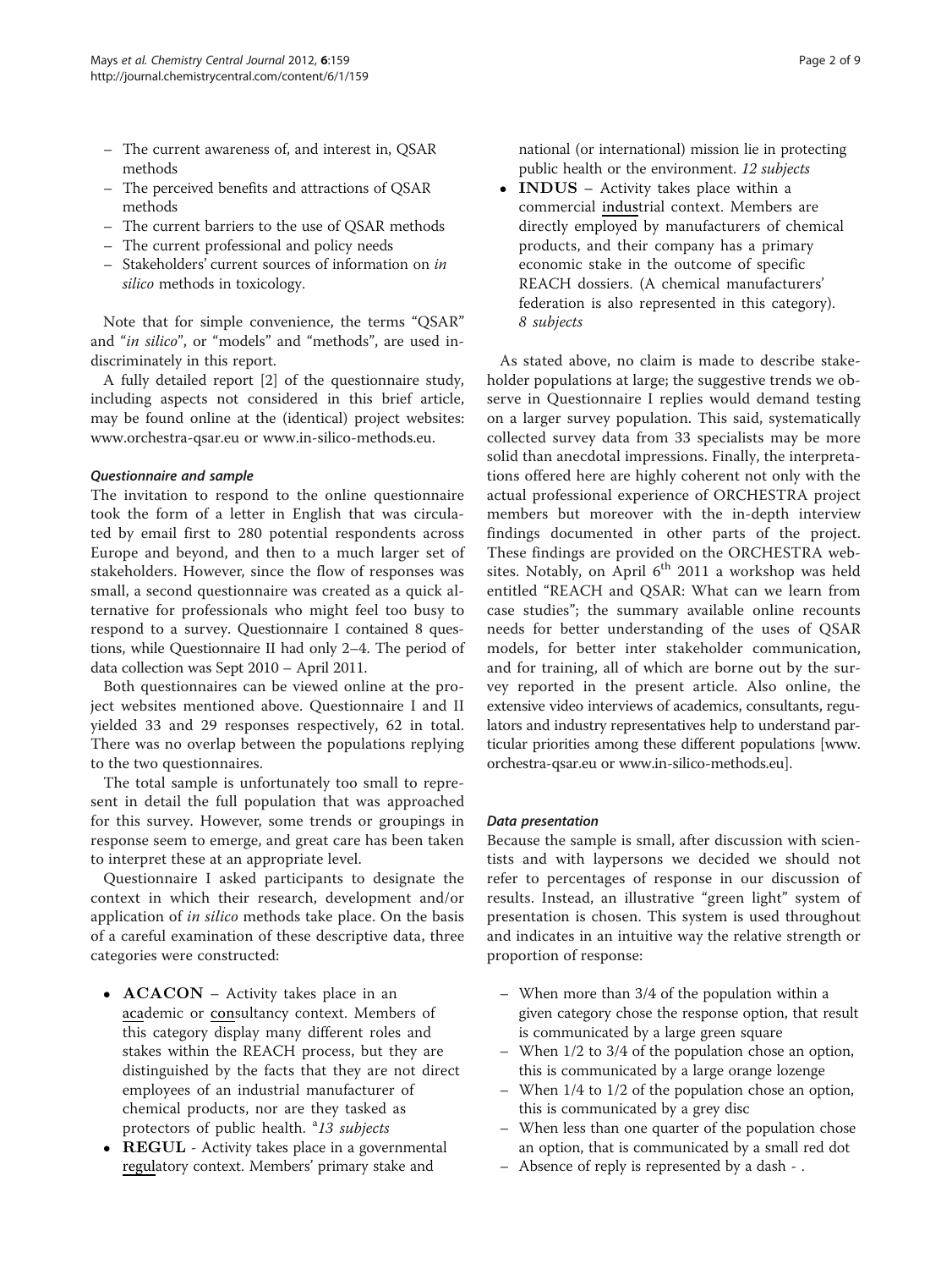- The current awareness of, and interest in, QSAR methods
- The perceived benefits and attractions of QSAR methods
- The current barriers to the use of QSAR methods
- The current professional and policy needs
- Stakeholders' current sources of information on *in silico* methods in toxicology.

Note that for simple convenience, the terms "QSAR" and "*in silico*", or "models" and "methods", are used indiscriminately in this report.

A fully detailed report [2] of the questionnaire study, including aspects not considered in this brief article, may be found online at the (identical) project websites: www.orchestra-qsar.eu or www.in-silico-methods.eu.

#### *Questionnaire and sample*

The invitation to respond to the online questionnaire took the form of a letter in English that was circulated by email first to 280 potential respondents across Europe and beyond, and then to a much larger set of stakeholders. However, since the flow of responses was small, a second questionnaire was created as a quick alternative for professionals who might feel too busy to respond to a survey. Questionnaire I contained 8 questions, while Questionnaire II had only 2–4. The period of data collection was Sept 2010 – April 2011.

Both questionnaires can be viewed online at the project websites mentioned above. Questionnaire I and II yielded 33 and 29 responses respectively, 62 in total. There was no overlap between the populations replying to the two questionnaires.

The total sample is unfortunately too small to represent in detail the full population that was approached for this survey. However, some trends or groupings in response seem to emerge, and great care has been taken to interpret these at an appropriate level.

Questionnaire I asked participants to designate the context in which their research, development and/or application of *in silico* methods take place. On the basis of a careful examination of these descriptive data, three categories were constructed:

- **ACACON** – Activity takes place in an academic or consultancy context. Members of this category display many different roles and stakes within the REACH process, but they are distinguished by the facts that they are not direct employees of an industrial manufacturer of chemical products, nor are they tasked as protectors of public health. [a]*13 subjects*
- **REGUL** - Activity takes place in a governmental regulatory context. Members' primary stake and national (or international) mission lie in protecting public health or the environment. *12 subjects*
- **INDUS** – Activity takes place within a commercial industrial context. Members are directly employed by manufacturers of chemical products, and their company has a primary economic stake in the outcome of specific REACH dossiers. (A chemical manufacturers' federation is also represented in this category). *8 subjects*

As stated above, no claim is made to describe stakeholder populations at large; the suggestive trends we observe in Questionnaire I replies would demand testing on a larger survey population. This said, systematically collected survey data from 33 specialists may be more solid than anecdotal impressions. Finally, the interpretations offered here are highly coherent not only with the actual professional experience of ORCHESTRA project members but moreover with the in-depth interview findings documented in other parts of the project. These findings are provided on the ORCHESTRA websites. Notably, on April 6th 2011 a workshop was held entitled "REACH and QSAR: What can we learn from case studies"; the summary available online recounts needs for better understanding of the uses of QSAR models, for better inter stakeholder communication, and for training, all of which are borne out by the survey reported in the present article. Also online, the extensive video interviews of academics, consultants, regulators and industry representatives help to understand particular priorities among these different populations [www.orchestra-qsar.eu or www.in-silico-methods.eu].

#### *Data presentation*

Because the sample is small, after discussion with scientists and with laypersons we decided we should not refer to percentages of response in our discussion of results. Instead, an illustrative "green light" system of presentation is chosen. This system is used throughout and indicates in an intuitive way the relative strength or proportion of response:

- When more than 3/4 of the population within a given category chose the response option, that result is communicated by a large green square
- When 1/2 to 3/4 of the population chose an option, this is communicated by a large orange lozenge
- When 1/4 to 1/2 of the population chose an option, this is communicated by a grey disc
- When less than one quarter of the population chose an option, that is communicated by a small red dot
- Absence of reply is represented by a dash - .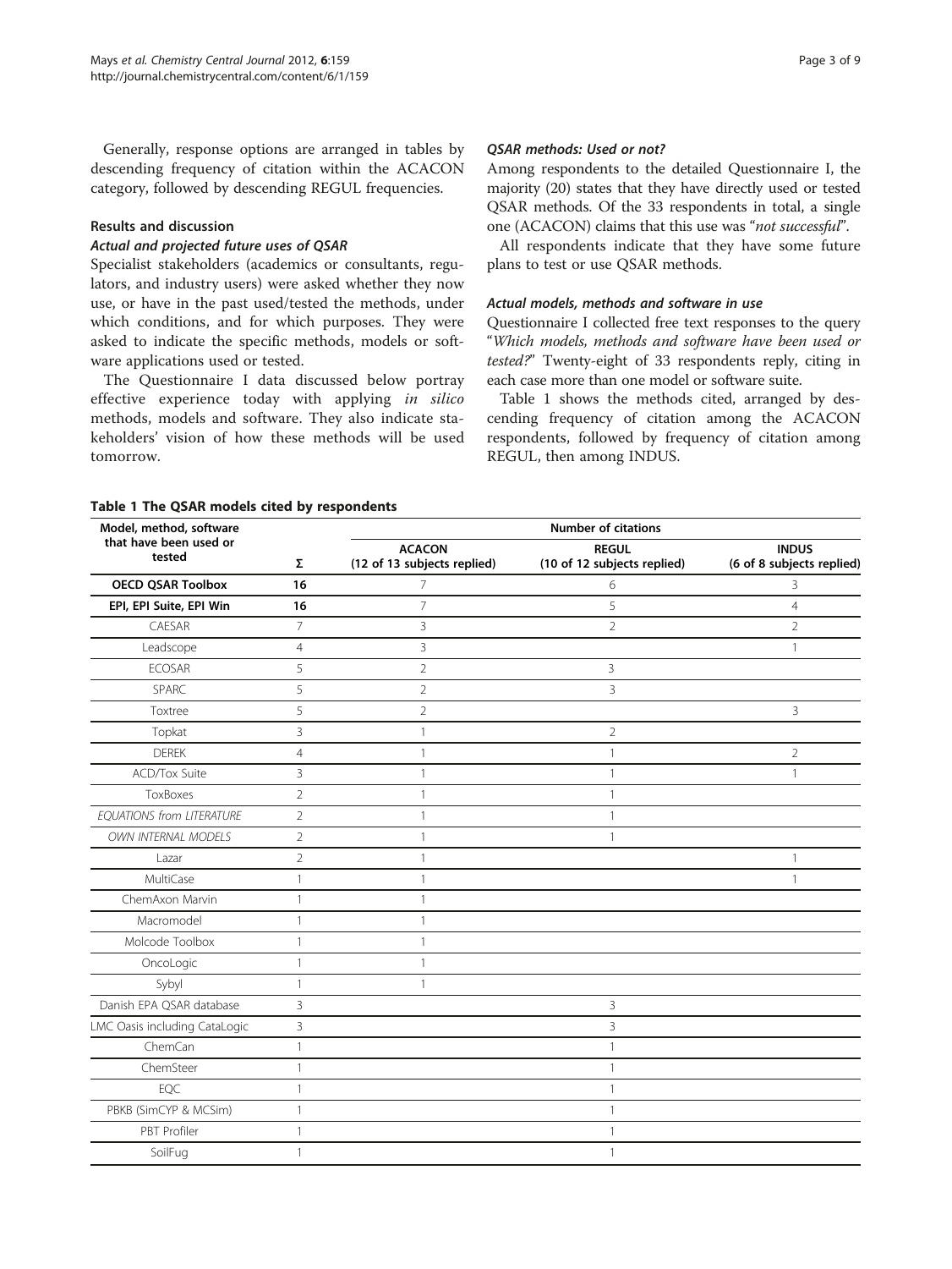Generally, response options are arranged in tables by descending frequency of citation within the ACACON category, followed by descending REGUL frequencies.

## Results and discussion

### *Actual and projected future uses of QSAR*

Specialist stakeholders (academics or consultants, regulators, and industry users) were asked whether they now use, or have in the past used/tested the methods, under which conditions, and for which purposes. They were asked to indicate the specific methods, models or software applications used or tested.

The Questionnaire I data discussed below portray effective experience today with applying *in silico* methods, models and software. They also indicate stakeholders' vision of how these methods will be used tomorrow.

### *QSAR methods: Used or not?*

Among respondents to the detailed Questionnaire I, the majority (20) states that they have directly used or tested QSAR methods. Of the 33 respondents in total, a single one (ACACON) claims that this use was "*not successful*".

All respondents indicate that they have some future plans to test or use QSAR methods.

### *Actual models, methods and software in use*

Questionnaire I collected free text responses to the query "*Which models, methods and software have been used or tested?*" Twenty-eight of 33 respondents reply, citing in each case more than one model or software suite.

Table 1 shows the methods cited, arranged by descending frequency of citation among the ACACON respondents, followed by frequency of citation among REGUL, then among INDUS.

**Table 1 The QSAR models cited by respondents**

| Model, method, software that have been used or tested | Number of citations | | | |
|---|---|---|---|---|
| | Σ | ACACON (12 of 13 subjects replied) | REGUL (10 of 12 subjects replied) | INDUS (6 of 8 subjects replied) |
| **OECD QSAR Toolbox** | **16** | 7 | 6 | 3 |
| **EPI, EPI Suite, EPI Win** | **16** | 7 | 5 | 4 |
| CAESAR | 7 | 3 | 2 | 2 |
| Leadscope | 4 | 3 | | 1 |
| ECOSAR | 5 | 2 | 3 | |
| SPARC | 5 | 2 | 3 | |
| Toxtree | 5 | 2 | | 3 |
| Topkat | 3 | 1 | 2 | |
| DEREK | 4 | 1 | 1 | 2 |
| ACD/Tox Suite | 3 | 1 | 1 | 1 |
| ToxBoxes | 2 | 1 | 1 | |
| *EQUATIONS from LITERATURE* | 2 | 1 | 1 | |
| *OWN INTERNAL MODELS* | 2 | 1 | 1 | |
| Lazar | 2 | 1 | | 1 |
| MultiCase | 1 | 1 | | 1 |
| ChemAxon Marvin | 1 | 1 | | |
| Macromodel | 1 | 1 | | |
| Molcode Toolbox | 1 | 1 | | |
| OncoLogic | 1 | 1 | | |
| Sybyl | 1 | 1 | | |
| Danish EPA QSAR database | 3 | | 3 | |
| LMC Oasis including CataLogic | 3 | | 3 | |
| ChemCan | 1 | | 1 | |
| ChemSteer | 1 | | 1 | |
| EQC | 1 | | 1 | |
| PBKB (SimCYP & MCSim) | 1 | | 1 | |
| PBT Profiler | 1 | | 1 | |
| SoilFug | 1 | | 1 | |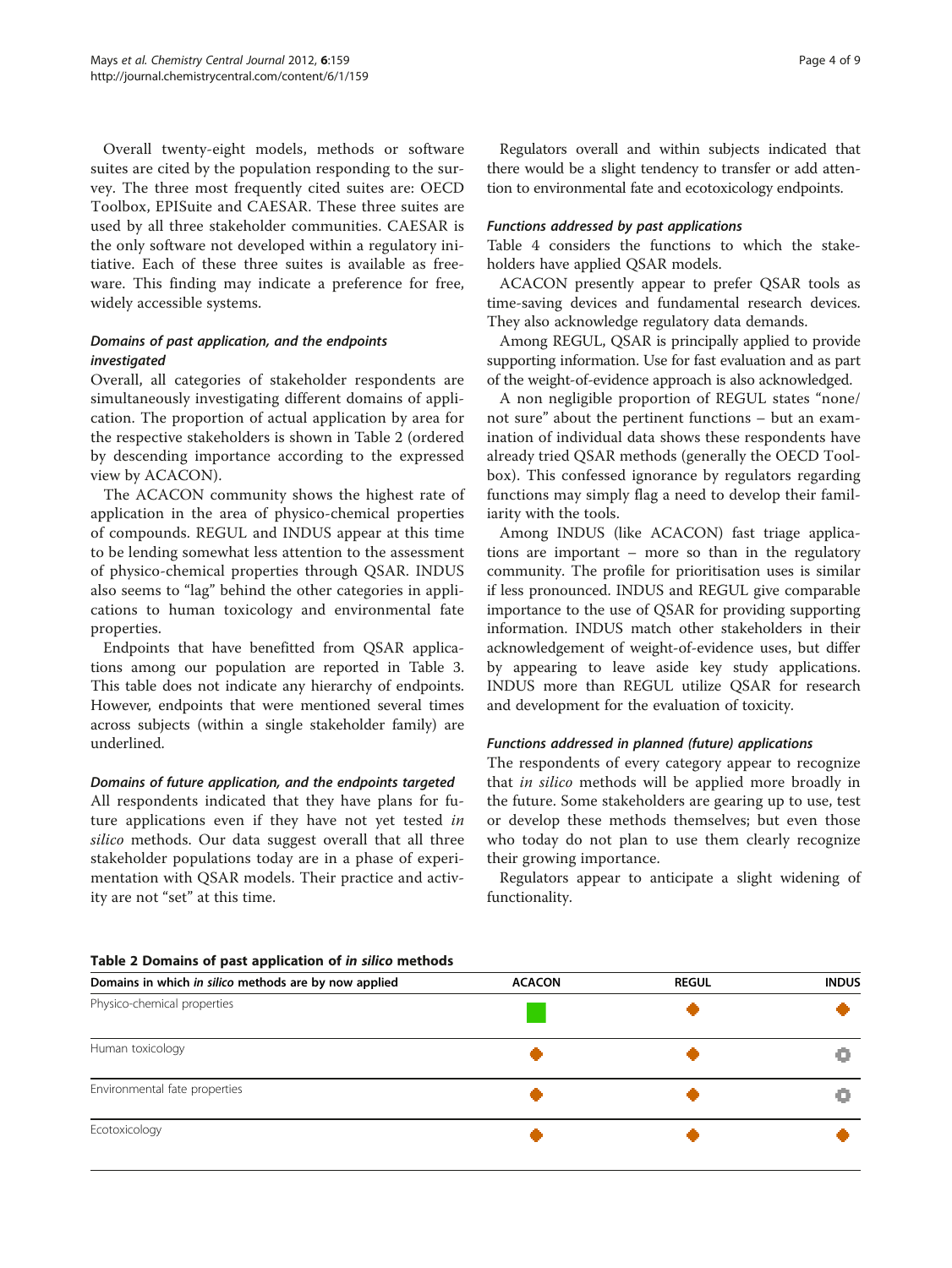Overall twenty-eight models, methods or software suites are cited by the population responding to the survey. The three most frequently cited suites are: OECD Toolbox, EPISuite and CAESAR. These three suites are used by all three stakeholder communities. CAESAR is the only software not developed within a regulatory initiative. Each of these three suites is available as freeware. This finding may indicate a preference for free, widely accessible systems.

#### *Domains of past application, and the endpoints investigated*

Overall, all categories of stakeholder respondents are simultaneously investigating different domains of application. The proportion of actual application by area for the respective stakeholders is shown in Table 2 (ordered by descending importance according to the expressed view by ACACON).

The ACACON community shows the highest rate of application in the area of physico-chemical properties of compounds. REGUL and INDUS appear at this time to be lending somewhat less attention to the assessment of physico-chemical properties through QSAR. INDUS also seems to "lag" behind the other categories in applications to human toxicology and environmental fate properties.

Endpoints that have benefitted from QSAR applications among our population are reported in Table 3. This table does not indicate any hierarchy of endpoints. However, endpoints that were mentioned several times across subjects (within a single stakeholder family) are underlined.

#### *Domains of future application, and the endpoints targeted*

All respondents indicated that they have plans for future applications even if they have not yet tested *in silico* methods. Our data suggest overall that all three stakeholder populations today are in a phase of experimentation with QSAR models. Their practice and activity are not "set" at this time.

Regulators overall and within subjects indicated that there would be a slight tendency to transfer or add attention to environmental fate and ecotoxicology endpoints.

#### *Functions addressed by past applications*

Table 4 considers the functions to which the stakeholders have applied QSAR models.

ACACON presently appear to prefer QSAR tools as time-saving devices and fundamental research devices. They also acknowledge regulatory data demands.

Among REGUL, QSAR is principally applied to provide supporting information. Use for fast evaluation and as part of the weight-of-evidence approach is also acknowledged.

A non negligible proportion of REGUL states "none/not sure" about the pertinent functions – but an examination of individual data shows these respondents have already tried QSAR methods (generally the OECD Toolbox). This confessed ignorance by regulators regarding functions may simply flag a need to develop their familiarity with the tools.

Among INDUS (like ACACON) fast triage applications are important – more so than in the regulatory community. The profile for prioritisation uses is similar if less pronounced. INDUS and REGUL give comparable importance to the use of QSAR for providing supporting information. INDUS match other stakeholders in their acknowledgement of weight-of-evidence uses, but differ by appearing to leave aside key study applications. INDUS more than REGUL utilize QSAR for research and development for the evaluation of toxicity.

#### *Functions addressed in planned (future) applications*

The respondents of every category appear to recognize that *in silico* methods will be applied more broadly in the future. Some stakeholders are gearing up to use, test or develop these methods themselves; but even those who today do not plan to use them clearly recognize their growing importance.

Regulators appear to anticipate a slight widening of functionality.

**Table 2 Domains of past application of *in silico* methods**

| Domains in which *in silico* methods are by now applied | ACACON | REGUL | INDUS |
|---|---|---|---|
| Physico-chemical properties | ■ | ◆ | ◆ |
| Human toxicology | ◆ | ◆ | ● |
| Environmental fate properties | ◆ | ◆ | ● |
| Ecotoxicology | ◆ | ◆ | ◆ |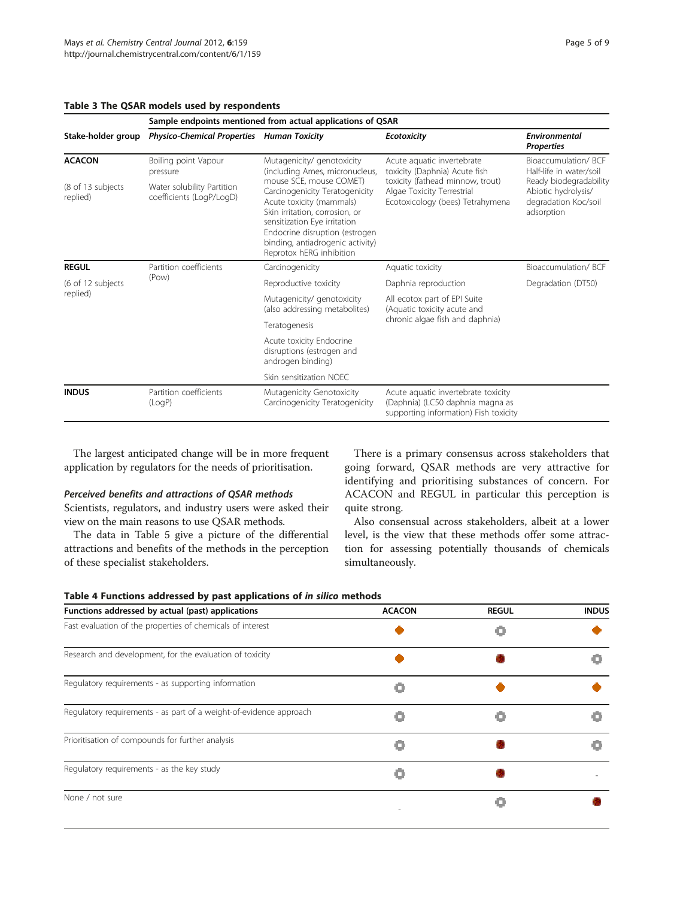**Table 3 The QSAR models used by respondents**

| Stake-holder group | Sample endpoints mentioned from actual applications of QSAR | | | |
|---|---|---|---|---|
| | *Physico-Chemical Properties* | *Human Toxicity* | *Ecotoxicity* | *Environmental Properties* |
| **ACACON** (8 of 13 subjects replied) | Boiling point Vapour pressure; Water solubility Partition coefficients (LogP/LogD) | Mutagenicity/ genotoxicity (including Ames, micronucleus, mouse SCE, mouse COMET) Carcinogenicity Teratogenicity Acute toxicity (mammals) Skin irritation, corrosion, or sensitization Eye irritation Endocrine disruption (estrogen binding, antiadrogenic activity) Reprotox hERG inhibition | Acute aquatic invertebrate toxicity (Daphnia) Acute fish toxicity (fathead minnow, trout) Algae Toxicity Terrestrial Ecotoxicology (bees) Tetrahymena | Bioaccumulation/ BCF Half-life in water/soil Ready biodegradability Abiotic hydrolysis/ degradation Koc/soil adsorption |
| **REGUL** (6 of 12 subjects replied) | Partition coefficients (Pow) | Carcinogenicity | Aquatic toxicity | Bioaccumulation/ BCF |
| | | Reproductive toxicity | Daphnia reproduction | Degradation (DT50) |
| | | Mutagenicity/ genotoxicity (also addressing metabolites) | All ecotox part of EPI Suite (Aquatic toxicity acute and chronic algae fish and daphnia) | |
| | | Teratogenesis | | |
| | | Acute toxicity Endocrine disruptions (estrogen and androgen binding) | | |
| | | Skin sensitization NOEC | | |
| **INDUS** | Partition coefficients (LogP) | Mutagenicity Genotoxicity Carcinogenicity Teratogenicity | Acute aquatic invertebrate toxicity (Daphnia) (LC50 daphnia magna as supporting information) Fish toxicity | |

The largest anticipated change will be in more frequent application by regulators for the needs of prioritisation.

#### *Perceived benefits and attractions of QSAR methods*

Scientists, regulators, and industry users were asked their view on the main reasons to use QSAR methods.

The data in Table 5 give a picture of the differential attractions and benefits of the methods in the perception of these specialist stakeholders.

There is a primary consensus across stakeholders that going forward, QSAR methods are very attractive for identifying and prioritising substances of concern. For ACACON and REGUL in particular this perception is quite strong.

Also consensual across stakeholders, albeit at a lower level, is the view that these methods offer some attraction for assessing potentially thousands of chemicals simultaneously.

**Table 4 Functions addressed by past applications of *in silico* methods**

| Functions addressed by actual (past) applications | ACACON | REGUL | INDUS |
|---|---|---|---|
| Fast evaluation of the properties of chemicals of interest | ◆ | ○ | ◆ |
| Research and development, for the evaluation of toxicity | ◆ | ● | ○ |
| Regulatory requirements - as supporting information | ○ | ◆ | ◆ |
| Regulatory requirements - as part of a weight-of-evidence approach | ○ | ○ | ○ |
| Prioritisation of compounds for further analysis | ○ | ● | ○ |
| Regulatory requirements - as the key study | ○ | ● | - |
| None / not sure | - | ○ | ● |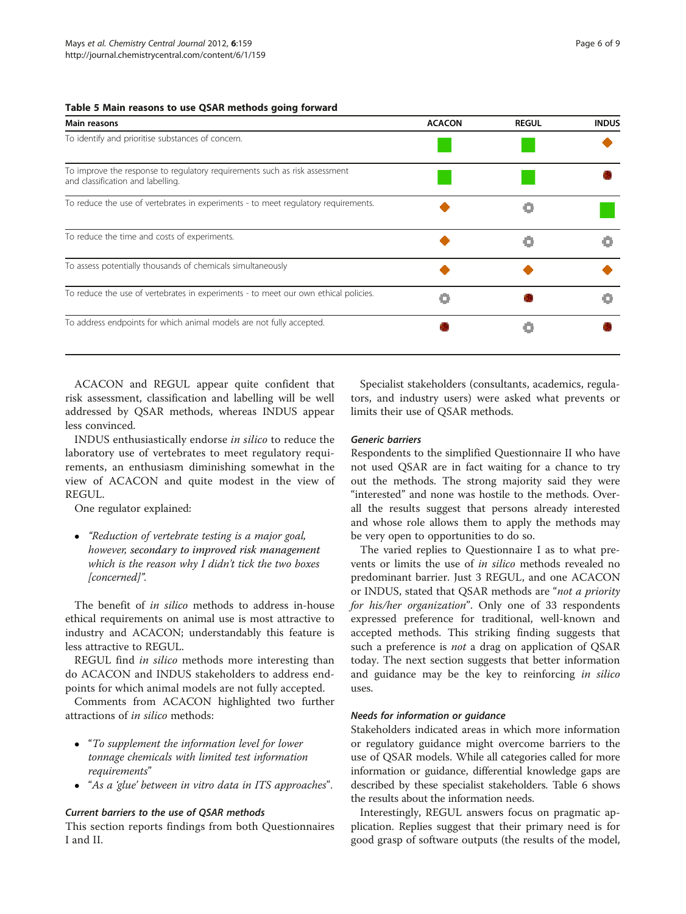**Table 5 Main reasons to use QSAR methods going forward**

| Main reasons | ACACON | REGUL | INDUS |
|---|---|---|---|
| To identify and prioritise substances of concern. | ■ | ■ | ◆ |
| To improve the response to regulatory requirements such as risk assessment and classification and labelling. | ■ | ■ | ● |
| To reduce the use of vertebrates in experiments - to meet regulatory requirements. | ◆ | ○ | ■ |
| To reduce the time and costs of experiments. | ◆ | ○ | ○ |
| To assess potentially thousands of chemicals simultaneously | ◆ | ◆ | ◆ |
| To reduce the use of vertebrates in experiments - to meet our own ethical policies. | ○ | ● | ○ |
| To address endpoints for which animal models are not fully accepted. | ● | ○ | ● |

ACACON and REGUL appear quite confident that risk assessment, classification and labelling will be well addressed by QSAR methods, whereas INDUS appear less convinced.

INDUS enthusiastically endorse *in silico* to reduce the laboratory use of vertebrates to meet regulatory requirements, an enthusiasm diminishing somewhat in the view of ACACON and quite modest in the view of REGUL.

One regulator explained:

- *"Reduction of vertebrate testing is a major goal, however, secondary to improved risk management which is the reason why I didn't tick the two boxes [concerned]".*

The benefit of *in silico* methods to address in-house ethical requirements on animal use is most attractive to industry and ACACON; understandably this feature is less attractive to REGUL.

REGUL find *in silico* methods more interesting than do ACACON and INDUS stakeholders to address endpoints for which animal models are not fully accepted.

Comments from ACACON highlighted two further attractions of *in silico* methods:

- "*To supplement the information level for lower tonnage chemicals with limited test information requirements*"
- "*As a 'glue' between in vitro data in ITS approaches*".

#### Current barriers to the use of QSAR methods

This section reports findings from both Questionnaires I and II.

Specialist stakeholders (consultants, academics, regulators, and industry users) were asked what prevents or limits their use of QSAR methods.

#### Generic barriers

Respondents to the simplified Questionnaire II who have not used QSAR are in fact waiting for a chance to try out the methods. The strong majority said they were "interested" and none was hostile to the methods. Overall the results suggest that persons already interested and whose role allows them to apply the methods may be very open to opportunities to do so.

The varied replies to Questionnaire I as to what prevents or limits the use of *in silico* methods revealed no predominant barrier. Just 3 REGUL, and one ACACON or INDUS, stated that QSAR methods are "*not a priority for his/her organization*". Only one of 33 respondents expressed preference for traditional, well-known and accepted methods. This striking finding suggests that such a preference is *not* a drag on application of QSAR today. The next section suggests that better information and guidance may be the key to reinforcing *in silico* uses.

#### Needs for information or guidance

Stakeholders indicated areas in which more information or regulatory guidance might overcome barriers to the use of QSAR models. While all categories called for more information or guidance, differential knowledge gaps are described by these specialist stakeholders. Table 6 shows the results about the information needs.

Interestingly, REGUL answers focus on pragmatic application. Replies suggest that their primary need is for good grasp of software outputs (the results of the model,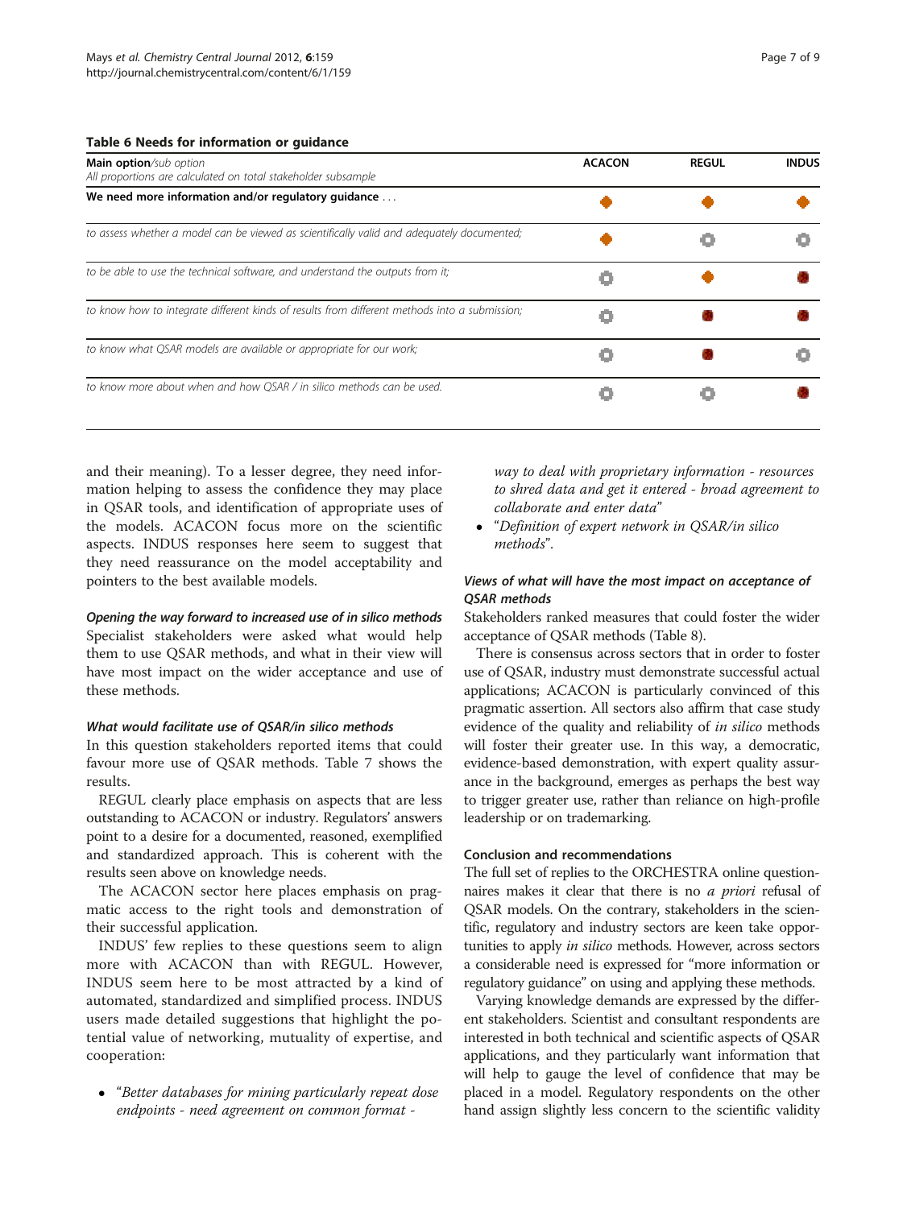**Table 6 Needs for information or guidance**

| **Main option**/*sub option*<br>*All proportions are calculated on total stakeholder subsample* | **ACACON** | **REGUL** | **INDUS** |
|---|---|---|---|
| **We need more information and/or regulatory guidance** . . . | ◆ | ◆ | ◆ |
| *to assess whether a model can be viewed as scientifically valid and adequately documented;* | ◆ | ○ | ○ |
| *to be able to use the technical software, and understand the outputs from it;* | ○ | ◆ | ● |
| *to know how to integrate different kinds of results from different methods into a submission;* | ○ | ● | ● |
| *to know what QSAR models are available or appropriate for our work;* | ○ | ● | ○ |
| *to know more about when and how QSAR / in silico methods can be used.* | ○ | ○ | ● |

and their meaning). To a lesser degree, they need information helping to assess the confidence they may place in QSAR tools, and identification of appropriate uses of the models. ACACON focus more on the scientific aspects. INDUS responses here seem to suggest that they need reassurance on the model acceptability and pointers to the best available models.

### *Opening the way forward to increased use of in silico methods*

Specialist stakeholders were asked what would help them to use QSAR methods, and what in their view will have most impact on the wider acceptance and use of these methods.

#### *What would facilitate use of QSAR/in silico methods*

In this question stakeholders reported items that could favour more use of QSAR methods. Table 7 shows the results.

REGUL clearly place emphasis on aspects that are less outstanding to ACACON or industry. Regulators' answers point to a desire for a documented, reasoned, exemplified and standardized approach. This is coherent with the results seen above on knowledge needs.

The ACACON sector here places emphasis on pragmatic access to the right tools and demonstration of their successful application.

INDUS' few replies to these questions seem to align more with ACACON than with REGUL. However, INDUS seem here to be most attracted by a kind of automated, standardized and simplified process. INDUS users made detailed suggestions that highlight the potential value of networking, mutuality of expertise, and cooperation:

- "*Better databases for mining particularly repeat dose endpoints - need agreement on common format - way to deal with proprietary information - resources to shred data and get it entered - broad agreement to collaborate and enter data*"
- "*Definition of expert network in QSAR/in silico methods*".

#### *Views of what will have the most impact on acceptance of QSAR methods*

Stakeholders ranked measures that could foster the wider acceptance of QSAR methods (Table 8).

There is consensus across sectors that in order to foster use of QSAR, industry must demonstrate successful actual applications; ACACON is particularly convinced of this pragmatic assertion. All sectors also affirm that case study evidence of the quality and reliability of *in silico* methods will foster their greater use. In this way, a democratic, evidence-based demonstration, with expert quality assurance in the background, emerges as perhaps the best way to trigger greater use, rather than reliance on high-profile leadership or on trademarking.

### Conclusion and recommendations

The full set of replies to the ORCHESTRA online questionnaires makes it clear that there is no *a priori* refusal of QSAR models. On the contrary, stakeholders in the scientific, regulatory and industry sectors are keen take opportunities to apply *in silico* methods. However, across sectors a considerable need is expressed for "more information or regulatory guidance" on using and applying these methods.

Varying knowledge demands are expressed by the different stakeholders. Scientist and consultant respondents are interested in both technical and scientific aspects of QSAR applications, and they particularly want information that will help to gauge the level of confidence that may be placed in a model. Regulatory respondents on the other hand assign slightly less concern to the scientific validity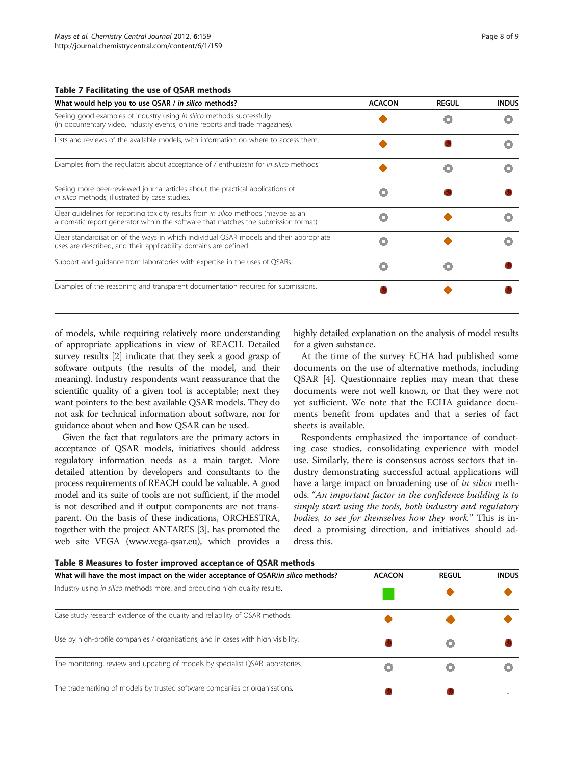**Table 7 Facilitating the use of QSAR methods**

| What would help you to use QSAR / *in silico* methods? | ACACON | REGUL | INDUS |
|---|---|---|---|
| Seeing good examples of industry using *in silico* methods successfully (in documentary video, industry events, online reports and trade magazines). | ◆ | ○ | ○ |
| Lists and reviews of the available models, with information on where to access them. | ◆ | ● | ○ |
| Examples from the regulators about acceptance of / enthusiasm for *in silico* methods | ◆ | ○ | ○ |
| Seeing more peer-reviewed journal articles about the practical applications of *in silico* methods, illustrated by case studies. | ○ | ● | ● |
| Clear guidelines for reporting toxicity results from *in silico* methods (maybe as an automatic report generator within the software that matches the submission format). | ○ | ◆ | ○ |
| Clear standardisation of the ways in which individual QSAR models and their appropriate uses are described, and their applicability domains are defined. | ○ | ◆ | ○ |
| Support and guidance from laboratories with expertise in the uses of QSARs. | ○ | ○ | ● |
| Examples of the reasoning and transparent documentation required for submissions. | ● | ◆ | ● |

of models, while requiring relatively more understanding of appropriate applications in view of REACH. Detailed survey results [2] indicate that they seek a good grasp of software outputs (the results of the model, and their meaning). Industry respondents want reassurance that the scientific quality of a given tool is acceptable; next they want pointers to the best available QSAR models. They do not ask for technical information about software, nor for guidance about when and how QSAR can be used.

Given the fact that regulators are the primary actors in acceptance of QSAR models, initiatives should address regulatory information needs as a main target. More detailed attention by developers and consultants to the process requirements of REACH could be valuable. A good model and its suite of tools are not sufficient, if the model is not described and if output components are not transparent. On the basis of these indications, ORCHESTRA, together with the project ANTARES [3], has promoted the web site VEGA (www.vega-qsar.eu), which provides a highly detailed explanation on the analysis of model results for a given substance.

At the time of the survey ECHA had published some documents on the use of alternative methods, including QSAR [4]. Questionnaire replies may mean that these documents were not well known, or that they were not yet sufficient. We note that the ECHA guidance documents benefit from updates and that a series of fact sheets is available.

Respondents emphasized the importance of conducting case studies, consolidating experience with model use. Similarly, there is consensus across sectors that industry demonstrating successful actual applications will have a large impact on broadening use of *in silico* methods. "*An important factor in the confidence building is to simply start using the tools, both industry and regulatory bodies, to see for themselves how they work.*" This is indeed a promising direction, and initiatives should address this.

**Table 8 Measures to foster improved acceptance of QSAR methods**

| What will have the most impact on the wider acceptance of QSAR/*in silico* methods? | ACACON | REGUL | INDUS |
|---|---|---|---|
| Industry using *in silico* methods more, and producing high quality results. | ■ | ◆ | ◆ |
| Case study research evidence of the quality and reliability of QSAR methods. | ◆ | ◆ | ◆ |
| Use by high-profile companies / organisations, and in cases with high visibility. | ● | ○ | ● |
| The monitoring, review and updating of models by specialist QSAR laboratories. | ○ | ○ | ○ |
| The trademarking of models by trusted software companies or organisations. | ● | ● | - |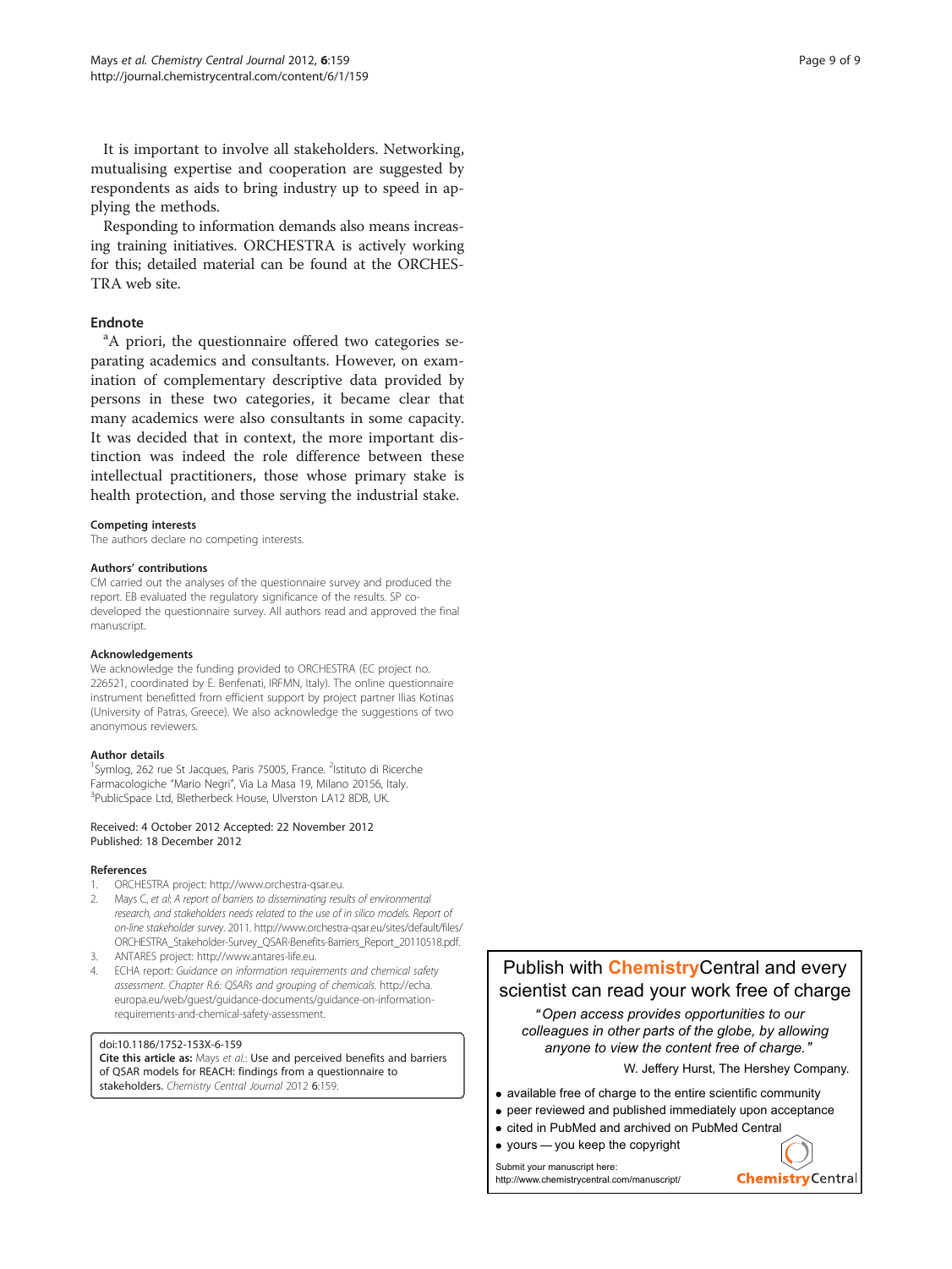It is important to involve all stakeholders. Networking, mutualising expertise and cooperation are suggested by respondents as aids to bring industry up to speed in applying the methods.

Responding to information demands also means increasing training initiatives. ORCHESTRA is actively working for this; detailed material can be found at the ORCHESTRA web site.

## Endnote

[a]A priori, the questionnaire offered two categories separating academics and consultants. However, on examination of complementary descriptive data provided by persons in these two categories, it became clear that many academics were also consultants in some capacity. It was decided that in context, the more important distinction was indeed the role difference between these intellectual practitioners, those whose primary stake is health protection, and those serving the industrial stake.

### Competing interests

The authors declare no competing interests.

### Authors' contributions

CM carried out the analyses of the questionnaire survey and produced the report. EB evaluated the regulatory significance of the results. SP co-developed the questionnaire survey. All authors read and approved the final manuscript.

### Acknowledgements

We acknowledge the funding provided to ORCHESTRA (EC project no. 226521, coordinated by E. Benfenati, IRFMN, Italy). The online questionnaire instrument benefitted from efficient support by project partner Ilias Kotinas (University of Patras, Greece). We also acknowledge the suggestions of two anonymous reviewers.

### Author details

[1]Symlog, 262 rue St Jacques, Paris 75005, France. [2]Istituto di Ricerche Farmacologiche "Mario Negri", Via La Masa 19, Milano 20156, Italy. [3]PublicSpace Ltd, Bletherbeck House, Ulverston LA12 8DB, UK.

Received: 4 October 2012 Accepted: 22 November 2012
Published: 18 December 2012

### References

1. ORCHESTRA project: http://www.orchestra-qsar.eu.
2. Mays C, *et al*: *A report of barriers to disseminating results of environmental research, and stakeholders needs related to the use of in silico models. Report of on-line stakeholder survey*. 2011. http://www.orchestra-qsar.eu/sites/default/files/ORCHESTRA_Stakeholder-Survey_QSAR-Benefits-Barriers_Report_20110518.pdf.
3. ANTARES project: http://www.antares-life.eu.
4. ECHA report: *Guidance on information requirements and chemical safety assessment. Chapter R.6: QSARs and grouping of chemicals*. http://echa.europa.eu/web/guest/guidance-documents/guidance-on-information-requirements-and-chemical-safety-assessment.

doi:10.1186/1752-153X-6-159

**Cite this article as:** Mays *et al.*: Use and perceived benefits and barriers of QSAR models for REACH: findings from a questionnaire to stakeholders. *Chemistry Central Journal* 2012 **6**:159.

Publish with ChemistryCentral and every scientist can read your work free of charge

*"Open access provides opportunities to our colleagues in other parts of the globe, by allowing anyone to view the content free of charge."*

W. Jeffery Hurst, The Hershey Company.

- available free of charge to the entire scientific community
- peer reviewed and published immediately upon acceptance
- cited in PubMed and archived on PubMed Central
- yours — you keep the copyright

Submit your manuscript here:
http://www.chemistrycentral.com/manuscript/

ChemistryCentral